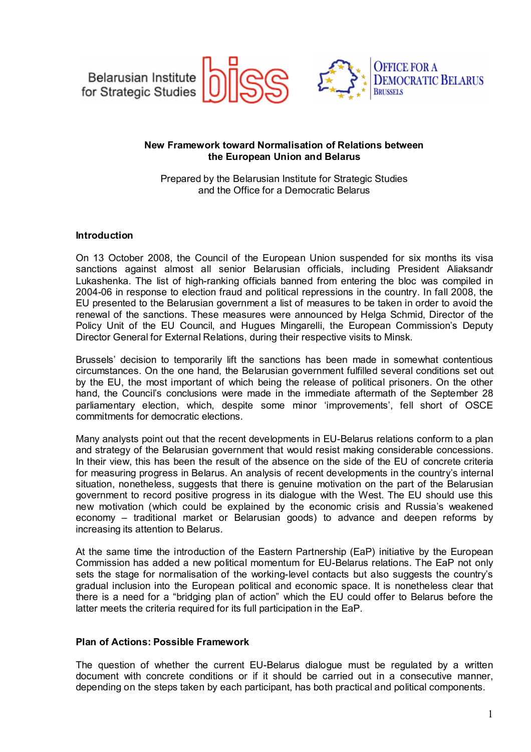Belarusian Institute for Strategic Studies

Office for a Democratic Belarus Brussels

**New Framework toward Normalisation of Relations between the European Union and Belarus**

Prepared by the Belarusian Institute for Strategic Studies and the Office for a Democratic Belarus

**Introduction**

On 13 October 2008, the Council of the European Union suspended for six months its visa sanctions against almost all senior Belarusian officials, including President Aliaksandr Lukashenka. The list of high-ranking officials banned from entering the bloc was compiled in 2004-06 in response to election fraud and political repressions in the country. In fall 2008, the EU presented to the Belarusian government a list of measures to be taken in order to avoid the renewal of the sanctions. These measures were announced by Helga Schmid, Director of the Policy Unit of the EU Council, and Hugues Mingarelli, the European Commission's Deputy Director General for External Relations, during their respective visits to Minsk.

Brussels' decision to temporarily lift the sanctions has been made in somewhat contentious circumstances. On the one hand, the Belarusian government fulfilled several conditions set out by the EU, the most important of which being the release of political prisoners. On the other hand, the Council's conclusions were made in the immediate aftermath of the September 28 parliamentary election, which, despite some minor 'improvements', fell short of OSCE commitments for democratic elections.

Many analysts point out that the recent developments in EU-Belarus relations conform to a plan and strategy of the Belarusian government that would resist making considerable concessions. In their view, this has been the result of the absence on the side of the EU of concrete criteria for measuring progress in Belarus. An analysis of recent developments in the country's internal situation, nonetheless, suggests that there is genuine motivation on the part of the Belarusian government to record positive progress in its dialogue with the West. The EU should use this new motivation (which could be explained by the economic crisis and Russia's weakened economy – traditional market or Belarusian goods) to advance and deepen reforms by increasing its attention to Belarus.

At the same time the introduction of the Eastern Partnership (EaP) initiative by the European Commission has added a new political momentum for EU-Belarus relations. The EaP not only sets the stage for normalisation of the working-level contacts but also suggests the country's gradual inclusion into the European political and economic space. It is nonetheless clear that there is a need for a "bridging plan of action" which the EU could offer to Belarus before the latter meets the criteria required for its full participation in the EaP.

**Plan of Actions: Possible Framework**

The question of whether the current EU-Belarus dialogue must be regulated by a written document with concrete conditions or if it should be carried out in a consecutive manner, depending on the steps taken by each participant, has both practical and political components.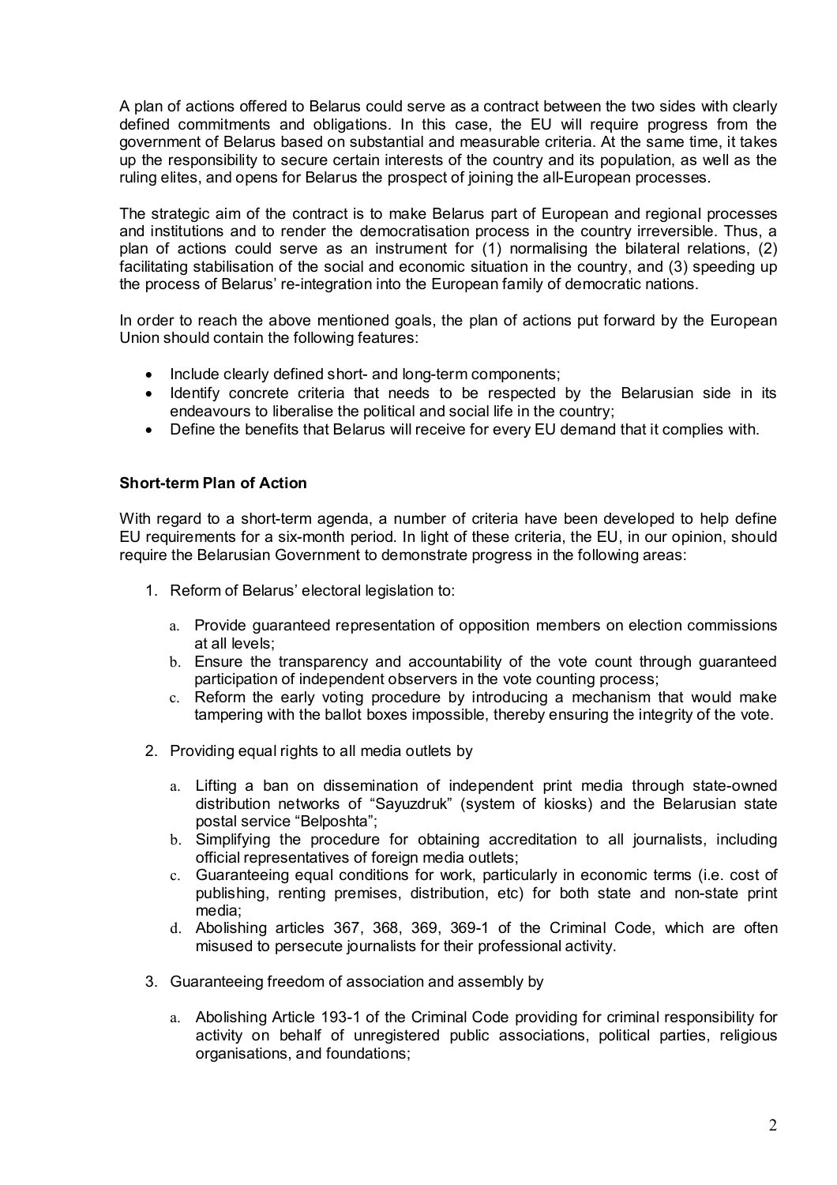A plan of actions offered to Belarus could serve as a contract between the two sides with clearly defined commitments and obligations. In this case, the EU will require progress from the government of Belarus based on substantial and measurable criteria. At the same time, it takes up the responsibility to secure certain interests of the country and its population, as well as the ruling elites, and opens for Belarus the prospect of joining the all-European processes.

The strategic aim of the contract is to make Belarus part of European and regional processes and institutions and to render the democratisation process in the country irreversible. Thus, a plan of actions could serve as an instrument for (1) normalising the bilateral relations, (2) facilitating stabilisation of the social and economic situation in the country, and (3) speeding up the process of Belarus' re-integration into the European family of democratic nations.

In order to reach the above mentioned goals, the plan of actions put forward by the European Union should contain the following features:

- Include clearly defined short- and long-term components;
- Identify concrete criteria that needs to be respected by the Belarusian side in its endeavours to liberalise the political and social life in the country;
- Define the benefits that Belarus will receive for every EU demand that it complies with.

**Short-term Plan of Action**

With regard to a short-term agenda, a number of criteria have been developed to help define EU requirements for a six-month period. In light of these criteria, the EU, in our opinion, should require the Belarusian Government to demonstrate progress in the following areas:

1. Reform of Belarus' electoral legislation to:
    a. Provide guaranteed representation of opposition members on election commissions at all levels;
    b. Ensure the transparency and accountability of the vote count through guaranteed participation of independent observers in the vote counting process;
    c. Reform the early voting procedure by introducing a mechanism that would make tampering with the ballot boxes impossible, thereby ensuring the integrity of the vote.

2. Providing equal rights to all media outlets by
    a. Lifting a ban on dissemination of independent print media through state-owned distribution networks of "Sayuzdruk" (system of kiosks) and the Belarusian state postal service "Belposhta";
    b. Simplifying the procedure for obtaining accreditation to all journalists, including official representatives of foreign media outlets;
    c. Guaranteeing equal conditions for work, particularly in economic terms (i.e. cost of publishing, renting premises, distribution, etc) for both state and non-state print media;
    d. Abolishing articles 367, 368, 369, 369-1 of the Criminal Code, which are often misused to persecute journalists for their professional activity.

3. Guaranteeing freedom of association and assembly by
    a. Abolishing Article 193-1 of the Criminal Code providing for criminal responsibility for activity on behalf of unregistered public associations, political parties, religious organisations, and foundations;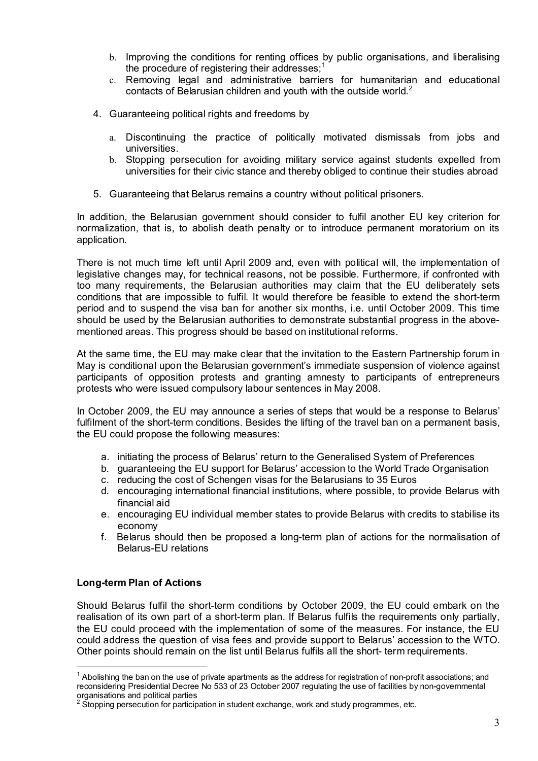b. Improving the conditions for renting offices by public organisations, and liberalising the procedure of registering their addresses;[1]
   c. Removing legal and administrative barriers for humanitarian and educational contacts of Belarusian children and youth with the outside world.[2]

4. Guaranteeing political rights and freedoms by

   a. Discontinuing the practice of politically motivated dismissals from jobs and universities.
   b. Stopping persecution for avoiding military service against students expelled from universities for their civic stance and thereby obliged to continue their studies abroad

5. Guaranteeing that Belarus remains a country without political prisoners.

In addition, the Belarusian government should consider to fulfil another EU key criterion for normalization, that is, to abolish death penalty or to introduce permanent moratorium on its application.

There is not much time left until April 2009 and, even with political will, the implementation of legislative changes may, for technical reasons, not be possible. Furthermore, if confronted with too many requirements, the Belarusian authorities may claim that the EU deliberately sets conditions that are impossible to fulfil. It would therefore be feasible to extend the short-term period and to suspend the visa ban for another six months, i.e. until October 2009. This time should be used by the Belarusian authorities to demonstrate substantial progress in the above-mentioned areas. This progress should be based on institutional reforms.

At the same time, the EU may make clear that the invitation to the Eastern Partnership forum in May is conditional upon the Belarusian government's immediate suspension of violence against participants of opposition protests and granting amnesty to participants of entrepreneurs protests who were issued compulsory labour sentences in May 2008.

In October 2009, the EU may announce a series of steps that would be a response to Belarus' fulfilment of the short-term conditions. Besides the lifting of the travel ban on a permanent basis, the EU could propose the following measures:

a. initiating the process of Belarus' return to the Generalised System of Preferences
b. guaranteeing the EU support for Belarus' accession to the World Trade Organisation
c. reducing the cost of Schengen visas for the Belarusians to 35 Euros
d. encouraging international financial institutions, where possible, to provide Belarus with financial aid
e. encouraging EU individual member states to provide Belarus with credits to stabilise its economy
f. Belarus should then be proposed a long-term plan of actions for the normalisation of Belarus-EU relations

**Long-term Plan of Actions**

Should Belarus fulfil the short-term conditions by October 2009, the EU could embark on the realisation of its own part of a short-term plan. If Belarus fulfils the requirements only partially, the EU could proceed with the implementation of some of the measures. For instance, the EU could address the question of visa fees and provide support to Belarus' accession to the WTO. Other points should remain on the list until Belarus fulfils all the short- term requirements.

---

[1] Abolishing the ban on the use of private apartments as the address for registration of non-profit associations; and reconsidering Presidential Decree No 533 of 23 October 2007 regulating the use of facilities by non-governmental organisations and political parties

[2] Stopping persecution for participation in student exchange, work and study programmes, etc.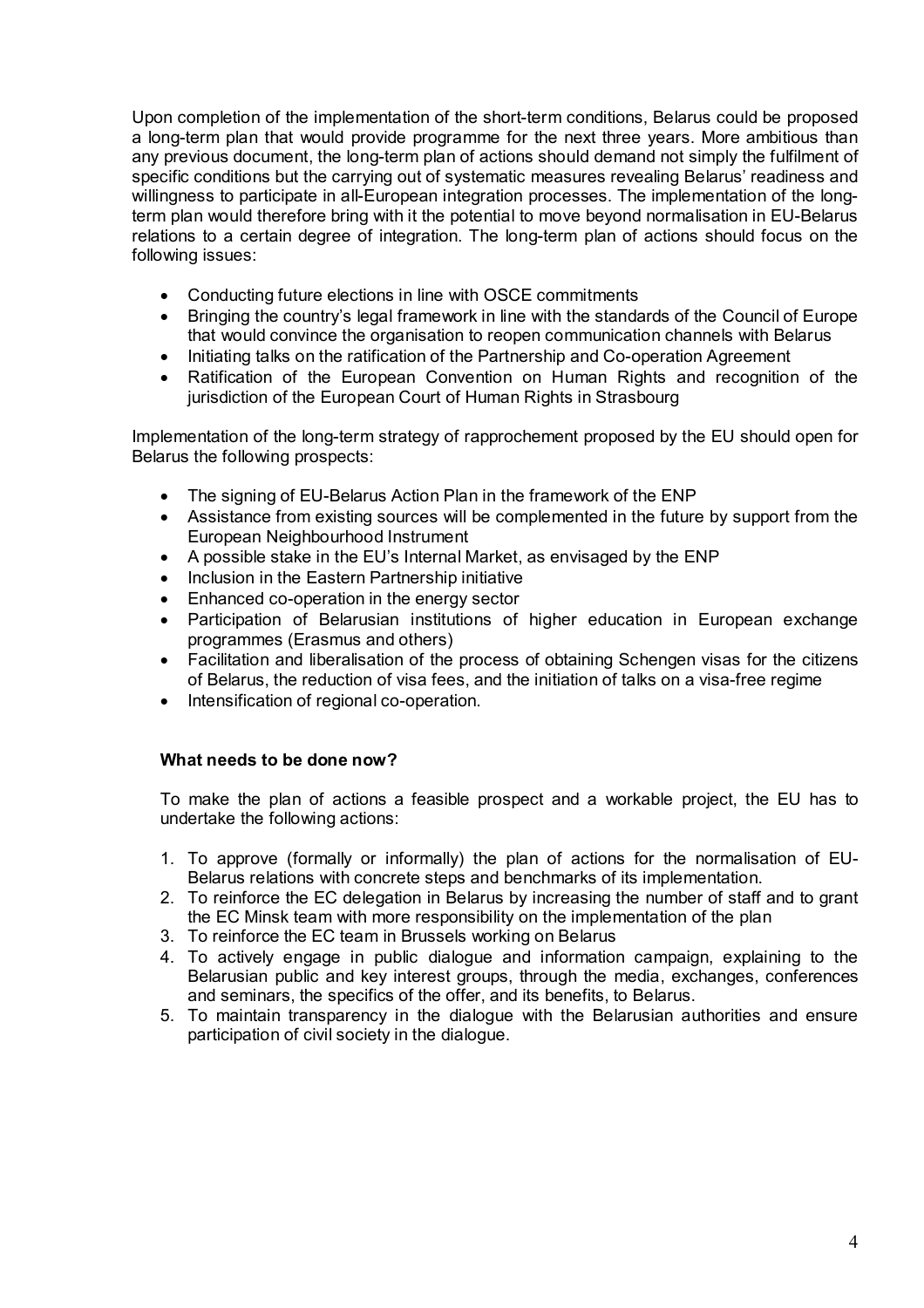Upon completion of the implementation of the short-term conditions, Belarus could be proposed a long-term plan that would provide programme for the next three years. More ambitious than any previous document, the long-term plan of actions should demand not simply the fulfilment of specific conditions but the carrying out of systematic measures revealing Belarus' readiness and willingness to participate in all-European integration processes. The implementation of the long-term plan would therefore bring with it the potential to move beyond normalisation in EU-Belarus relations to a certain degree of integration. The long-term plan of actions should focus on the following issues:

- Conducting future elections in line with OSCE commitments
- Bringing the country's legal framework in line with the standards of the Council of Europe that would convince the organisation to reopen communication channels with Belarus
- Initiating talks on the ratification of the Partnership and Co-operation Agreement
- Ratification of the European Convention on Human Rights and recognition of the jurisdiction of the European Court of Human Rights in Strasbourg

Implementation of the long-term strategy of rapprochement proposed by the EU should open for Belarus the following prospects:

- The signing of EU-Belarus Action Plan in the framework of the ENP
- Assistance from existing sources will be complemented in the future by support from the European Neighbourhood Instrument
- A possible stake in the EU's Internal Market, as envisaged by the ENP
- Inclusion in the Eastern Partnership initiative
- Enhanced co-operation in the energy sector
- Participation of Belarusian institutions of higher education in European exchange programmes (Erasmus and others)
- Facilitation and liberalisation of the process of obtaining Schengen visas for the citizens of Belarus, the reduction of visa fees, and the initiation of talks on a visa-free regime
- Intensification of regional co-operation.

**What needs to be done now?**

To make the plan of actions a feasible prospect and a workable project, the EU has to undertake the following actions:

1. To approve (formally or informally) the plan of actions for the normalisation of EU-Belarus relations with concrete steps and benchmarks of its implementation.
2. To reinforce the EC delegation in Belarus by increasing the number of staff and to grant the EC Minsk team with more responsibility on the implementation of the plan
3. To reinforce the EC team in Brussels working on Belarus
4. To actively engage in public dialogue and information campaign, explaining to the Belarusian public and key interest groups, through the media, exchanges, conferences and seminars, the specifics of the offer, and its benefits, to Belarus.
5. To maintain transparency in the dialogue with the Belarusian authorities and ensure participation of civil society in the dialogue.